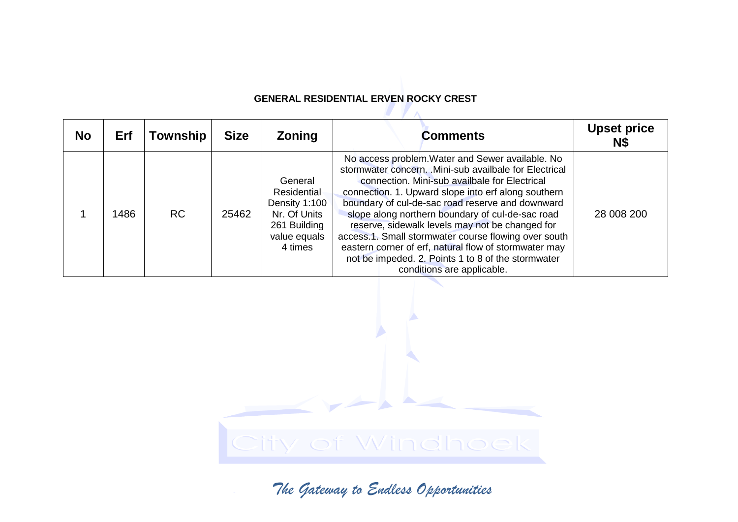**GENERAL RESIDENTIAL ERVEN ROCKY CREST**

| No | Erf | Township | Size | Zoning | Comments | Upset price N$ |
|---|---|---|---|---|---|---|
| 1 | 1486 | RC | 25462 | General Residential Density 1:100 Nr. Of Units 261 Building value equals 4 times | No access problem.Water and Sewer available. No stormwater concern. .Mini-sub availbale for Electrical connection. Mini-sub availbale for Electrical connection. 1. Upward slope into erf along southern boundary of cul-de-sac road reserve and downward slope along northern boundary of cul-de-sac road reserve, sidewalk levels may not be changed for access.1. Small stormwater course flowing over south eastern corner of erf, natural flow of stormwater may not be impeded. 2. Points 1 to 8 of the stormwater conditions are applicable. | 28 008 200 |

City of Windhoek

*The Gateway to Endless Opportunities*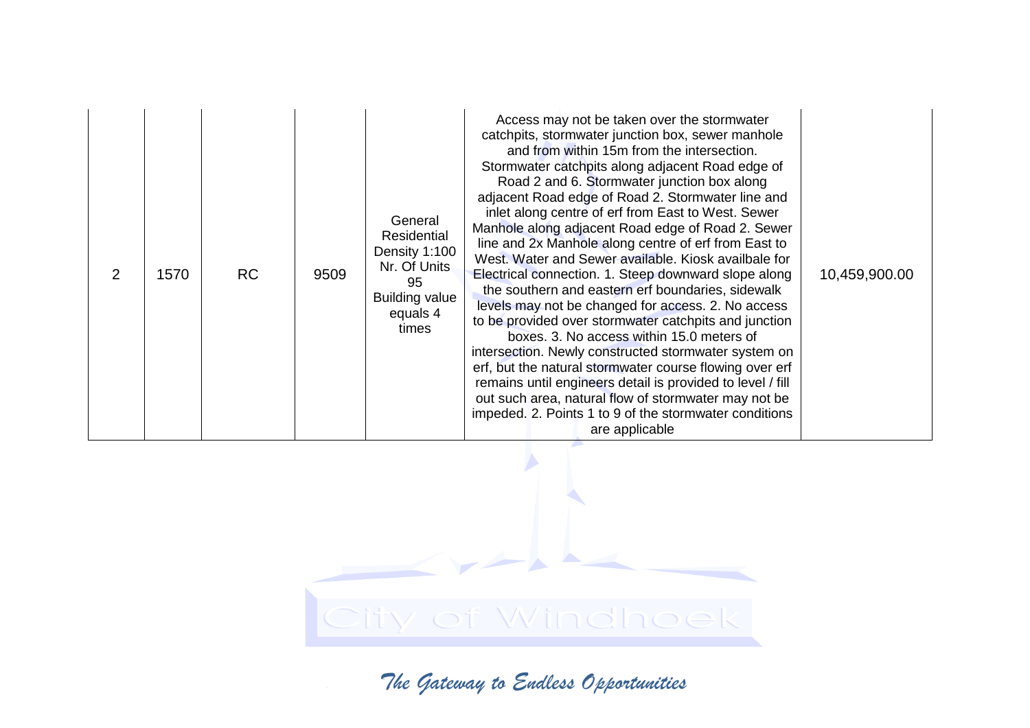| 2 | 1570 | RC | 9509 | General Residential Density 1:100 Nr. Of Units 95 Building value equals 4 times | Access may not be taken over the stormwater catchpits, stormwater junction box, sewer manhole and from within 15m from the intersection. Stormwater catchpits along adjacent Road edge of Road 2 and 6. Stormwater junction box along adjacent Road edge of Road 2. Stormwater line and inlet along centre of erf from East to West. Sewer Manhole along adjacent Road edge of Road 2. Sewer line and 2x Manhole along centre of erf from East to West. Water and Sewer available. Kiosk availbale for Electrical connection. 1. Steep downward slope along the southern and eastern erf boundaries, sidewalk levels may not be changed for access. 2. No access to be provided over stormwater catchpits and junction boxes. 3. No access within 15.0 meters of intersection. Newly constructed stormwater system on erf, but the natural stormwater course flowing over erf remains until engineers detail is provided to level / fill out such area, natural flow of stormwater may not be impeded. 2. Points 1 to 9 of the stormwater conditions are applicable | 10,459,900.00 |
|---|---|---|---|---|---|---|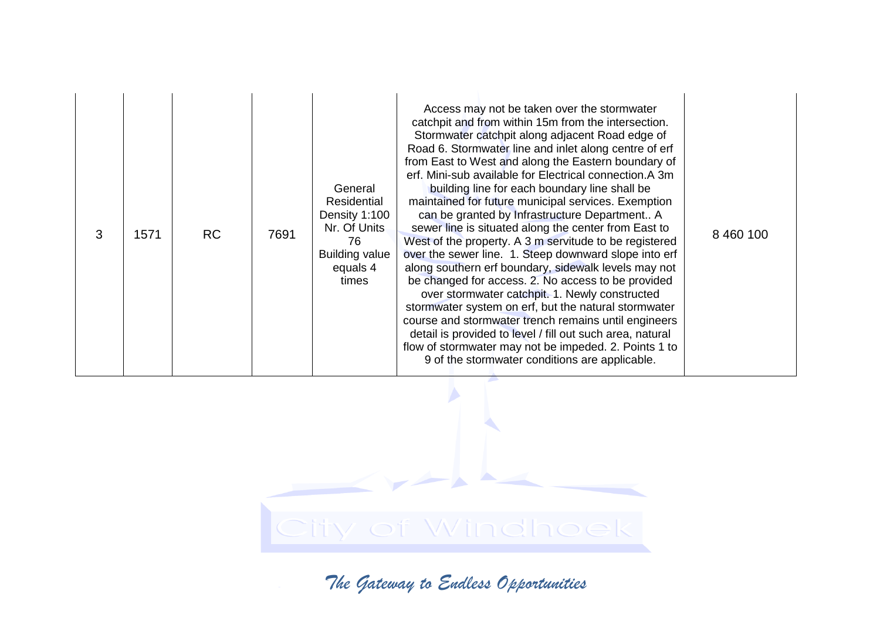| 3 | 1571 | RC | 7691 | General Residential Density 1:100 Nr. Of Units 76 Building value equals 4 times | Access may not be taken over the stormwater catchpit and from within 15m from the intersection. Stormwater catchpit along adjacent Road edge of Road 6. Stormwater line and inlet along centre of erf from East to West and along the Eastern boundary of erf. Mini-sub available for Electrical connection.A 3m building line for each boundary line shall be maintained for future municipal services. Exemption can be granted by Infrastructure Department.. A sewer line is situated along the center from East to West of the property. A 3 m servitude to be registered over the sewer line. 1. Steep downward slope into erf along southern erf boundary, sidewalk levels may not be changed for access. 2. No access to be provided over stormwater catchpit. 1. Newly constructed stormwater system on erf, but the natural stormwater course and stormwater trench remains until engineers detail is provided to level / fill out such area, natural flow of stormwater may not be impeded. 2. Points 1 to 9 of the stormwater conditions are applicable. | 8 460 100 |
|---|---|---|---|---|---|---|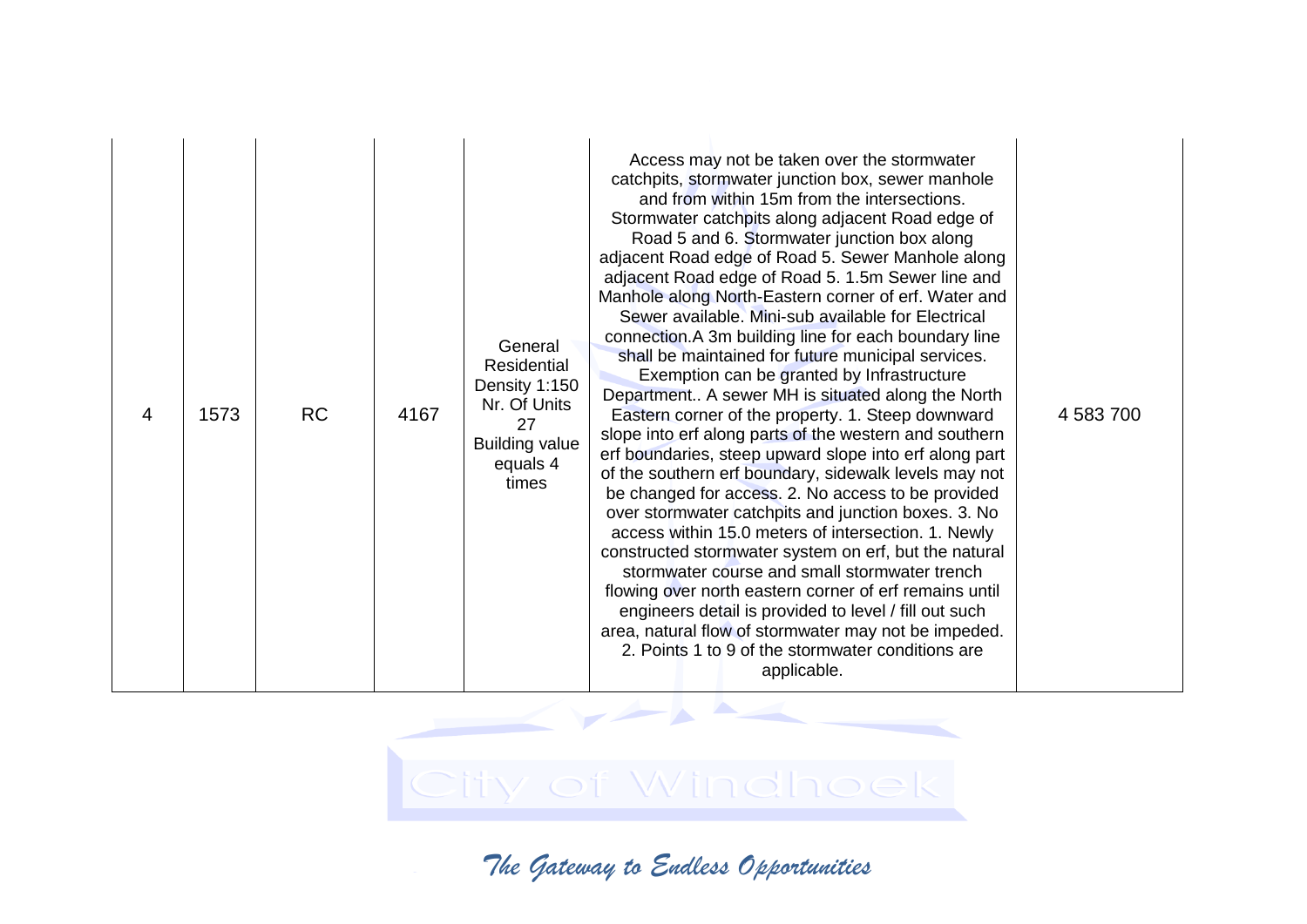| 4 | 1573 | RC | 4167 | General Residential Density 1:150 Nr. Of Units 27 Building value equals 4 times | Access may not be taken over the stormwater catchpits, stormwater junction box, sewer manhole and from within 15m from the intersections. Stormwater catchpits along adjacent Road edge of Road 5 and 6. Stormwater junction box along adjacent Road edge of Road 5. Sewer Manhole along adjacent Road edge of Road 5. 1.5m Sewer line and Manhole along North-Eastern corner of erf. Water and Sewer available. Mini-sub available for Electrical connection.A 3m building line for each boundary line shall be maintained for future municipal services. Exemption can be granted by Infrastructure Department.. A sewer MH is situated along the North Eastern corner of the property. 1. Steep downward slope into erf along parts of the western and southern erf boundaries, steep upward slope into erf along part of the southern erf boundary, sidewalk levels may not be changed for access. 2. No access to be provided over stormwater catchpits and junction boxes. 3. No access within 15.0 meters of intersection. 1. Newly constructed stormwater system on erf, but the natural stormwater course and small stormwater trench flowing over north eastern corner of erf remains until engineers detail is provided to level / fill out such area, natural flow of stormwater may not be impeded. 2. Points 1 to 9 of the stormwater conditions are applicable. | 4 583 700 |
|---|---|---|---|---|---|---|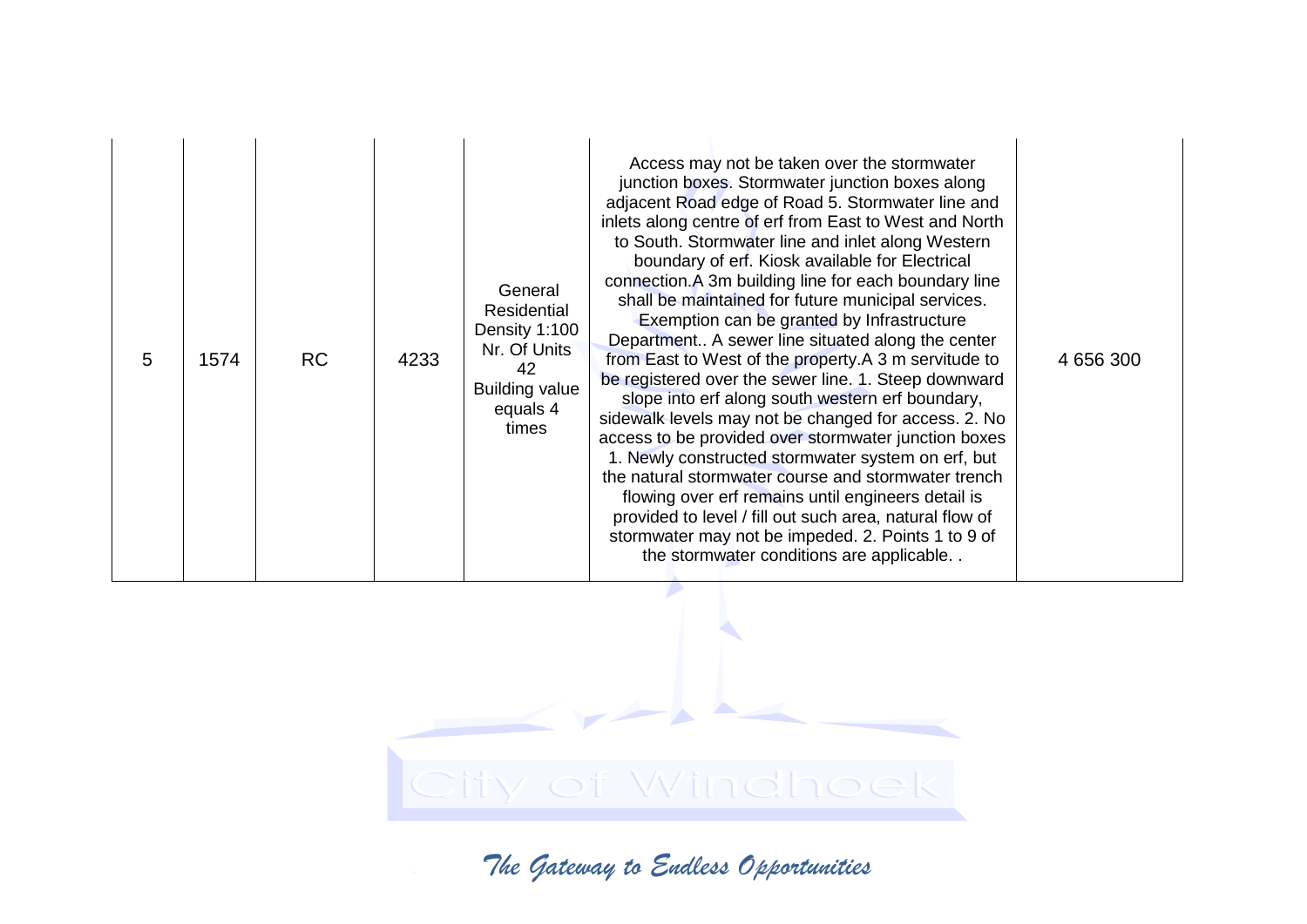| 5 | 1574 | RC | 4233 | General Residential Density 1:100 Nr. Of Units 42 Building value equals 4 times | Access may not be taken over the stormwater junction boxes. Stormwater junction boxes along adjacent Road edge of Road 5. Stormwater line and inlets along centre of erf from East to West and North to South. Stormwater line and inlet along Western boundary of erf. Kiosk available for Electrical connection.A 3m building line for each boundary line shall be maintained for future municipal services. Exemption can be granted by Infrastructure Department.. A sewer line situated along the center from East to West of the property.A 3 m servitude to be registered over the sewer line. 1. Steep downward slope into erf along south western erf boundary, sidewalk levels may not be changed for access. 2. No access to be provided over stormwater junction boxes 1. Newly constructed stormwater system on erf, but the natural stormwater course and stormwater trench flowing over erf remains until engineers detail is provided to level / fill out such area, natural flow of stormwater may not be impeded. 2. Points 1 to 9 of the stormwater conditions are applicable. . | 4 656 300 |
|---|---|---|---|---|---|---|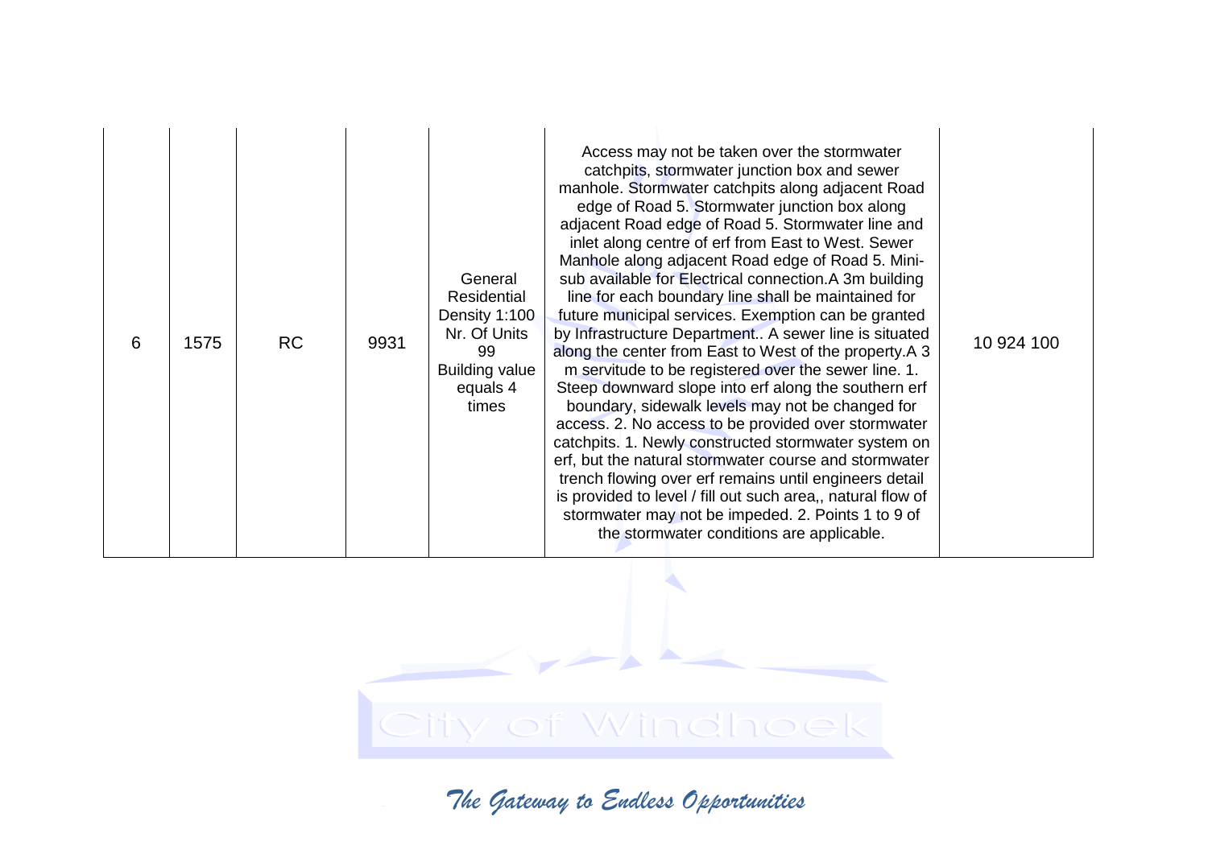| 6 | 1575 | RC | 9931 | General Residential Density 1:100 Nr. Of Units 99 Building value equals 4 times | Access may not be taken over the stormwater catchpits, stormwater junction box and sewer manhole. Stormwater catchpits along adjacent Road edge of Road 5. Stormwater junction box along adjacent Road edge of Road 5. Stormwater line and inlet along centre of erf from East to West. Sewer Manhole along adjacent Road edge of Road 5. Mini-sub available for Electrical connection.A 3m building line for each boundary line shall be maintained for future municipal services. Exemption can be granted by Infrastructure Department.. A sewer line is situated along the center from East to West of the property.A 3 m servitude to be registered over the sewer line. 1. Steep downward slope into erf along the southern erf boundary, sidewalk levels may not be changed for access. 2. No access to be provided over stormwater catchpits. 1. Newly constructed stormwater system on erf, but the natural stormwater course and stormwater trench flowing over erf remains until engineers detail is provided to level / fill out such area,, natural flow of stormwater may not be impeded. 2. Points 1 to 9 of the stormwater conditions are applicable. | 10 924 100 |
|---|---|---|---|---|---|---|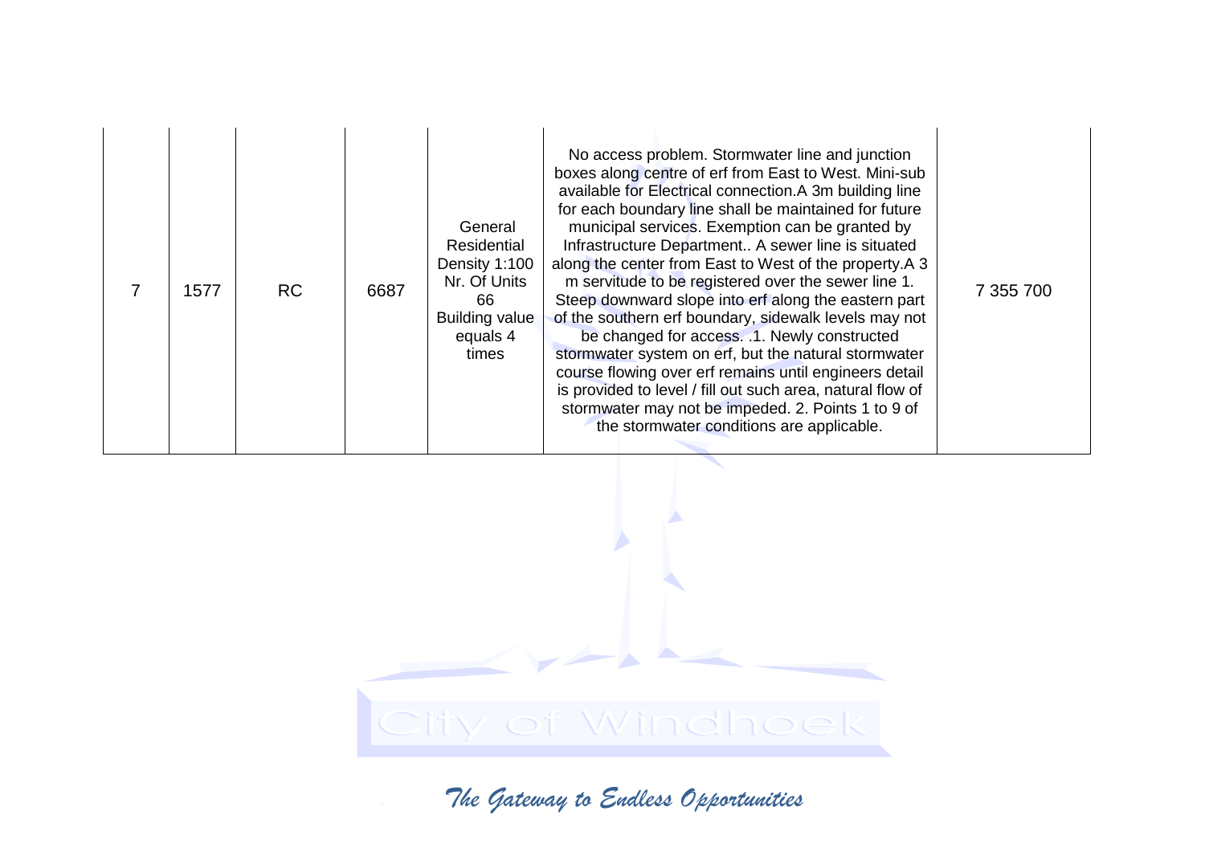| 7 | 1577 | RC | 6687 | General Residential Density 1:100 Nr. Of Units 66 Building value equals 4 times | No access problem. Stormwater line and junction boxes along centre of erf from East to West. Mini-sub available for Electrical connection.A 3m building line for each boundary line shall be maintained for future municipal services. Exemption can be granted by Infrastructure Department.. A sewer line is situated along the center from East to West of the property.A 3 m servitude to be registered over the sewer line 1. Steep downward slope into erf along the eastern part of the southern erf boundary, sidewalk levels may not be changed for access. .1. Newly constructed stormwater system on erf, but the natural stormwater course flowing over erf remains until engineers detail is provided to level / fill out such area, natural flow of stormwater may not be impeded. 2. Points 1 to 9 of the stormwater conditions are applicable. | 7 355 700 |
|---|---|---|---|---|---|---|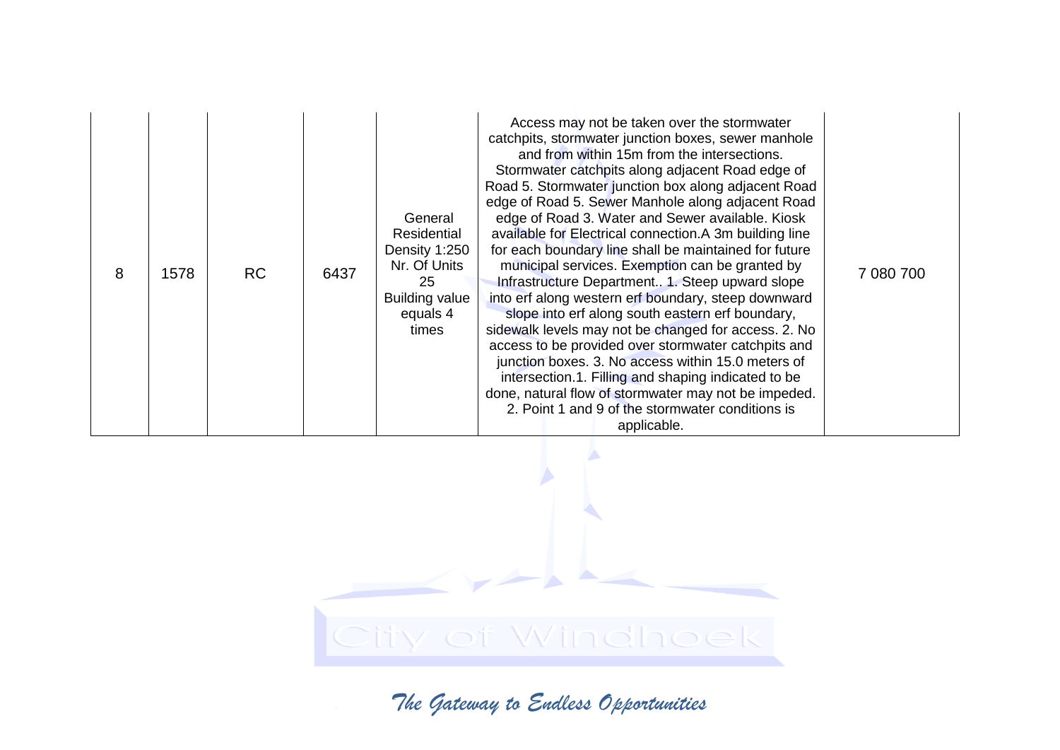| 8 | 1578 | RC | 6437 | General Residential Density 1:250 Nr. Of Units 25 Building value equals 4 times | Access may not be taken over the stormwater catchpits, stormwater junction boxes, sewer manhole and from within 15m from the intersections. Stormwater catchpits along adjacent Road edge of Road 5. Stormwater junction box along adjacent Road edge of Road 5. Sewer Manhole along adjacent Road edge of Road 3. Water and Sewer available. Kiosk available for Electrical connection.A 3m building line for each boundary line shall be maintained for future municipal services. Exemption can be granted by Infrastructure Department.. 1. Steep upward slope into erf along western erf boundary, steep downward slope into erf along south eastern erf boundary, sidewalk levels may not be changed for access. 2. No access to be provided over stormwater catchpits and junction boxes. 3. No access within 15.0 meters of intersection.1. Filling and shaping indicated to be done, natural flow of stormwater may not be impeded. 2. Point 1 and 9 of the stormwater conditions is applicable. | 7 080 700 |
|---|---|---|---|---|---|---|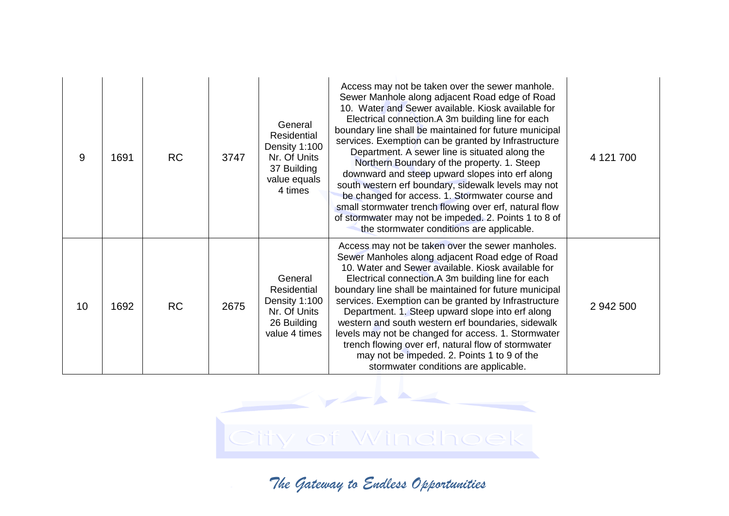| 9 | 1691 | RC | 3747 | General Residential Density 1:100 Nr. Of Units 37 Building value equals 4 times | Access may not be taken over the sewer manhole. Sewer Manhole along adjacent Road edge of Road 10. Water and Sewer available. Kiosk available for Electrical connection.A 3m building line for each boundary line shall be maintained for future municipal services. Exemption can be granted by Infrastructure Department. A sewer line is situated along the Northern Boundary of the property. 1. Steep downward and steep upward slopes into erf along south western erf boundary, sidewalk levels may not be changed for access. 1. Stormwater course and small stormwater trench flowing over erf, natural flow of stormwater may not be impeded. 2. Points 1 to 8 of the stormwater conditions are applicable. | 4 121 700 |
|---|---|---|---|---|---|---|
| 10 | 1692 | RC | 2675 | General Residential Density 1:100 Nr. Of Units 26 Building value 4 times | Access may not be taken over the sewer manholes. Sewer Manholes along adjacent Road edge of Road 10. Water and Sewer available. Kiosk available for Electrical connection.A 3m building line for each boundary line shall be maintained for future municipal services. Exemption can be granted by Infrastructure Department. 1. Steep upward slope into erf along western and south western erf boundaries, sidewalk levels may not be changed for access. 1. Stormwater trench flowing over erf, natural flow of stormwater may not be impeded. 2. Points 1 to 9 of the stormwater conditions are applicable. | 2 942 500 |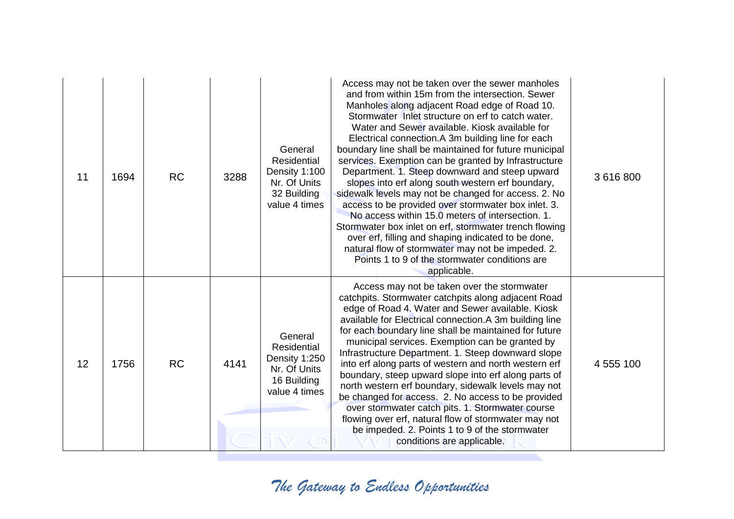| | | | | | | |
|---|---|---|---|---|---|---|
| 11 | 1694 | RC | 3288 | General Residential Density 1:100 Nr. Of Units 32 Building value 4 times | Access may not be taken over the sewer manholes and from within 15m from the intersection. Sewer Manholes along adjacent Road edge of Road 10. Stormwater Inlet structure on erf to catch water. Water and Sewer available. Kiosk available for Electrical connection.A 3m building line for each boundary line shall be maintained for future municipal services. Exemption can be granted by Infrastructure Department. 1. Steep downward and steep upward slopes into erf along south western erf boundary, sidewalk levels may not be changed for access. 2. No access to be provided over stormwater box inlet. 3. No access within 15.0 meters of intersection. 1. Stormwater box inlet on erf, stormwater trench flowing over erf, filling and shaping indicated to be done, natural flow of stormwater may not be impeded. 2. Points 1 to 9 of the stormwater conditions are applicable. | 3 616 800 |
| 12 | 1756 | RC | 4141 | General Residential Density 1:250 Nr. Of Units 16 Building value 4 times | Access may not be taken over the stormwater catchpits. Stormwater catchpits along adjacent Road edge of Road 4. Water and Sewer available. Kiosk available for Electrical connection.A 3m building line for each boundary line shall be maintained for future municipal services. Exemption can be granted by Infrastructure Department. 1. Steep downward slope into erf along parts of western and north western erf boundary, steep upward slope into erf along parts of north western erf boundary, sidewalk levels may not be changed for access. 2. No access to be provided over stormwater catch pits. 1. Stormwater course flowing over erf, natural flow of stormwater may not be impeded. 2. Points 1 to 9 of the stormwater conditions are applicable. | 4 555 100 |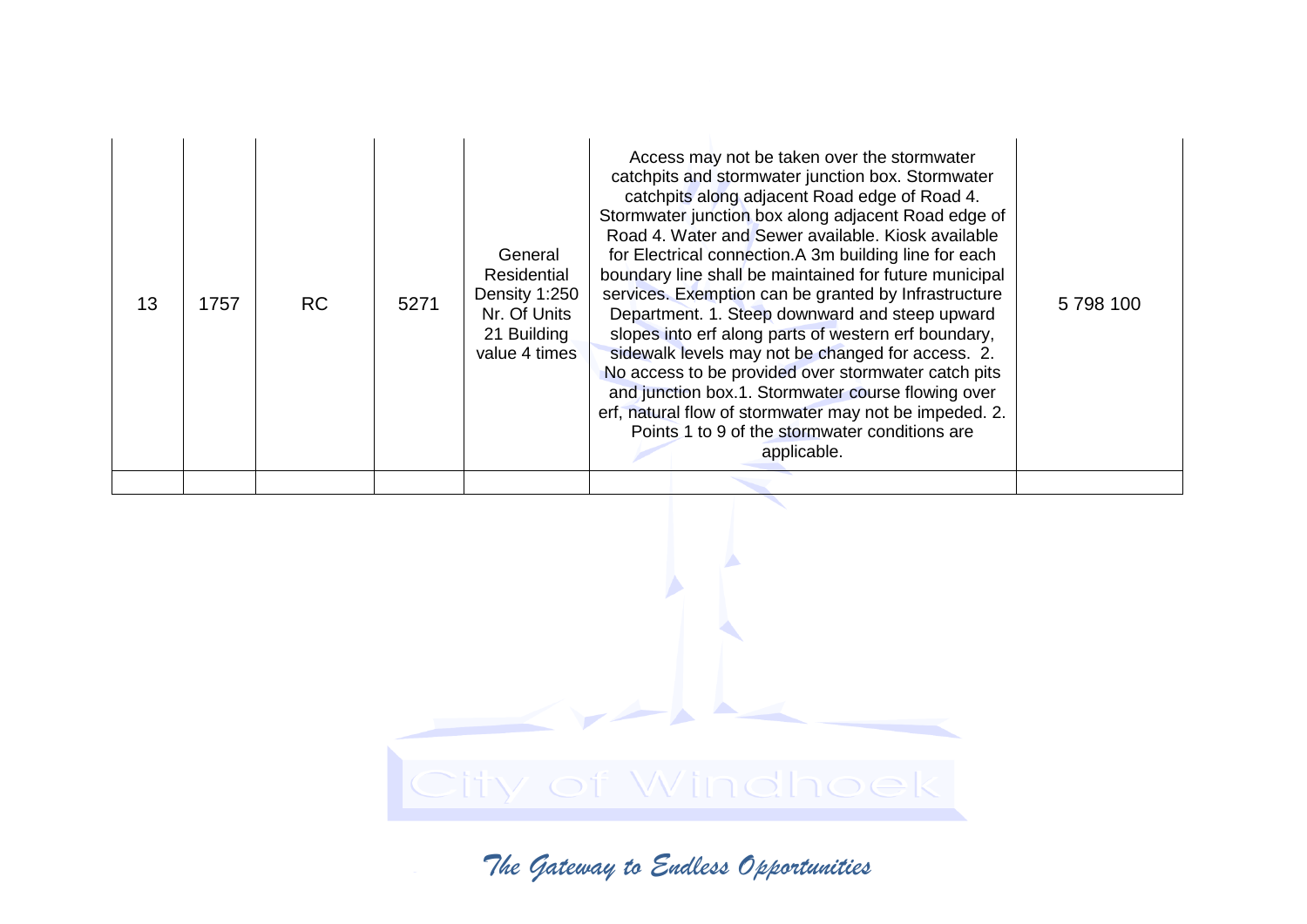| | | | | | | |
|---|---|---|---|---|---|---|
| 13 | 1757 | RC | 5271 | General Residential Density 1:250 Nr. Of Units 21 Building value 4 times | Access may not be taken over the stormwater catchpits and stormwater junction box. Stormwater catchpits along adjacent Road edge of Road 4. Stormwater junction box along adjacent Road edge of Road 4. Water and Sewer available. Kiosk available for Electrical connection.A 3m building line for each boundary line shall be maintained for future municipal services. Exemption can be granted by Infrastructure Department. 1. Steep downward and steep upward slopes into erf along parts of western erf boundary, sidewalk levels may not be changed for access. 2. No access to be provided over stormwater catch pits and junction box.1. Stormwater course flowing over erf, natural flow of stormwater may not be impeded. 2. Points 1 to 9 of the stormwater conditions are applicable. | 5 798 100 |
| | | | | | | |

City of Windhoek

*The Gateway to Endless Opportunities*